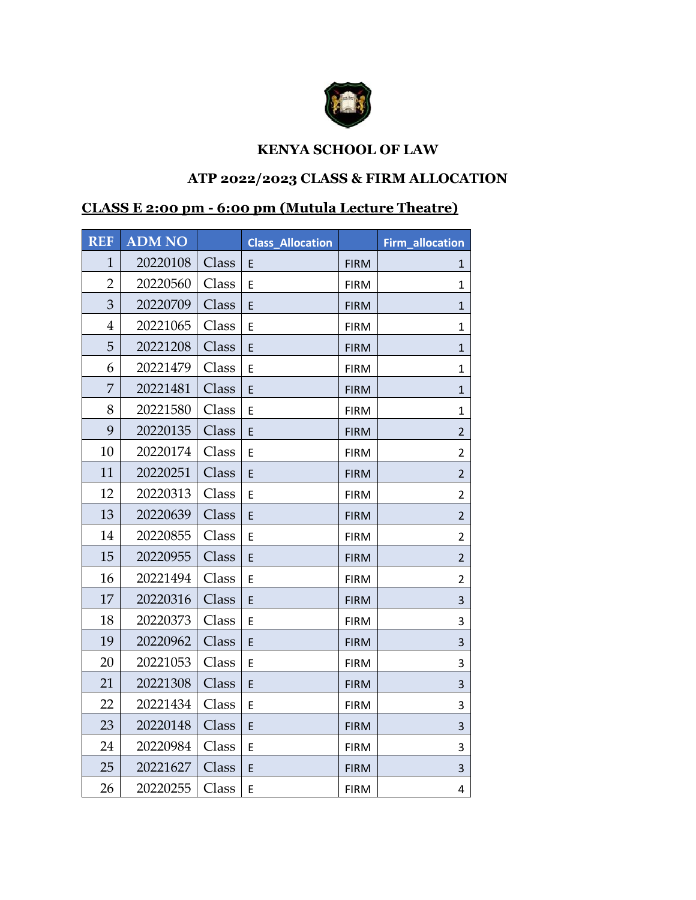**KENYA SCHOOL OF LAW**

**ATP 2022/2023 CLASS & FIRM ALLOCATION**

**CLASS E 2:00 pm - 6:00 pm (Mutula Lecture Theatre)**

| REF | ADM NO | | Class_Allocation | | Firm_allocation |
|---|---|---|---|---|---|
| 1 | 20220108 | Class | E | FIRM | 1 |
| 2 | 20220560 | Class | E | FIRM | 1 |
| 3 | 20220709 | Class | E | FIRM | 1 |
| 4 | 20221065 | Class | E | FIRM | 1 |
| 5 | 20221208 | Class | E | FIRM | 1 |
| 6 | 20221479 | Class | E | FIRM | 1 |
| 7 | 20221481 | Class | E | FIRM | 1 |
| 8 | 20221580 | Class | E | FIRM | 1 |
| 9 | 20220135 | Class | E | FIRM | 2 |
| 10 | 20220174 | Class | E | FIRM | 2 |
| 11 | 20220251 | Class | E | FIRM | 2 |
| 12 | 20220313 | Class | E | FIRM | 2 |
| 13 | 20220639 | Class | E | FIRM | 2 |
| 14 | 20220855 | Class | E | FIRM | 2 |
| 15 | 20220955 | Class | E | FIRM | 2 |
| 16 | 20221494 | Class | E | FIRM | 2 |
| 17 | 20220316 | Class | E | FIRM | 3 |
| 18 | 20220373 | Class | E | FIRM | 3 |
| 19 | 20220962 | Class | E | FIRM | 3 |
| 20 | 20221053 | Class | E | FIRM | 3 |
| 21 | 20221308 | Class | E | FIRM | 3 |
| 22 | 20221434 | Class | E | FIRM | 3 |
| 23 | 20220148 | Class | E | FIRM | 3 |
| 24 | 20220984 | Class | E | FIRM | 3 |
| 25 | 20221627 | Class | E | FIRM | 3 |
| 26 | 20220255 | Class | E | FIRM | 4 |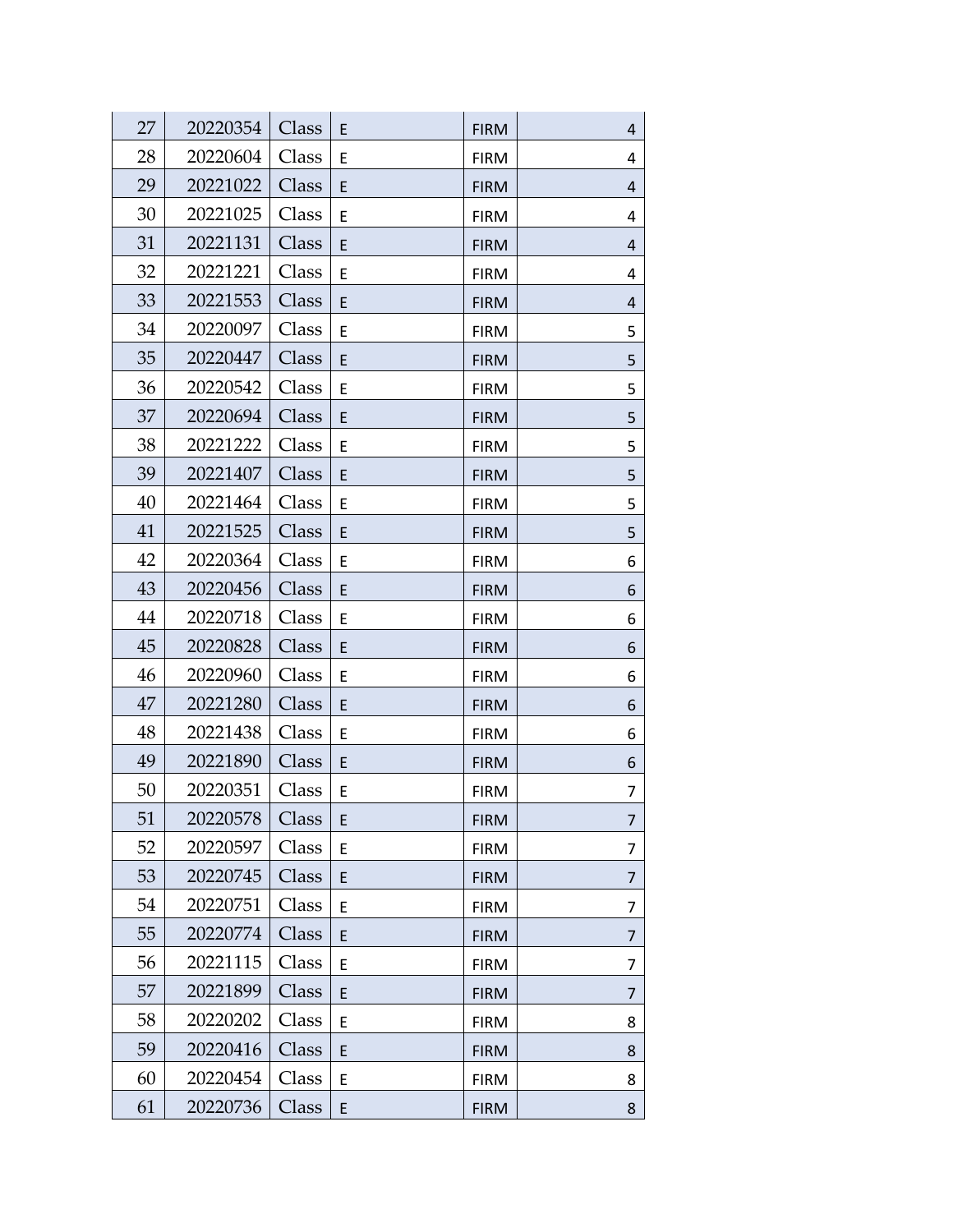| | | | | | |
|---|---|---|---|---|---|
| 27 | 20220354 | Class | E | FIRM | 4 |
| 28 | 20220604 | Class | E | FIRM | 4 |
| 29 | 20221022 | Class | E | FIRM | 4 |
| 30 | 20221025 | Class | E | FIRM | 4 |
| 31 | 20221131 | Class | E | FIRM | 4 |
| 32 | 20221221 | Class | E | FIRM | 4 |
| 33 | 20221553 | Class | E | FIRM | 4 |
| 34 | 20220097 | Class | E | FIRM | 5 |
| 35 | 20220447 | Class | E | FIRM | 5 |
| 36 | 20220542 | Class | E | FIRM | 5 |
| 37 | 20220694 | Class | E | FIRM | 5 |
| 38 | 20221222 | Class | E | FIRM | 5 |
| 39 | 20221407 | Class | E | FIRM | 5 |
| 40 | 20221464 | Class | E | FIRM | 5 |
| 41 | 20221525 | Class | E | FIRM | 5 |
| 42 | 20220364 | Class | E | FIRM | 6 |
| 43 | 20220456 | Class | E | FIRM | 6 |
| 44 | 20220718 | Class | E | FIRM | 6 |
| 45 | 20220828 | Class | E | FIRM | 6 |
| 46 | 20220960 | Class | E | FIRM | 6 |
| 47 | 20221280 | Class | E | FIRM | 6 |
| 48 | 20221438 | Class | E | FIRM | 6 |
| 49 | 20221890 | Class | E | FIRM | 6 |
| 50 | 20220351 | Class | E | FIRM | 7 |
| 51 | 20220578 | Class | E | FIRM | 7 |
| 52 | 20220597 | Class | E | FIRM | 7 |
| 53 | 20220745 | Class | E | FIRM | 7 |
| 54 | 20220751 | Class | E | FIRM | 7 |
| 55 | 20220774 | Class | E | FIRM | 7 |
| 56 | 20221115 | Class | E | FIRM | 7 |
| 57 | 20221899 | Class | E | FIRM | 7 |
| 58 | 20220202 | Class | E | FIRM | 8 |
| 59 | 20220416 | Class | E | FIRM | 8 |
| 60 | 20220454 | Class | E | FIRM | 8 |
| 61 | 20220736 | Class | E | FIRM | 8 |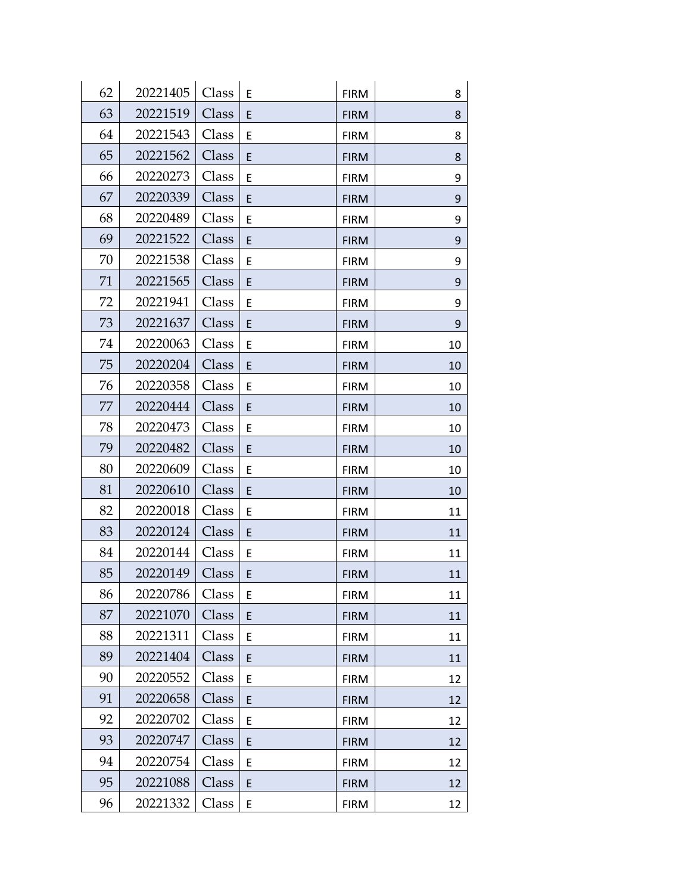| | | | | | |
|---|---|---|---|---|---|
| 62 | 20221405 | Class | E | FIRM | 8 |
| 63 | 20221519 | Class | E | FIRM | 8 |
| 64 | 20221543 | Class | E | FIRM | 8 |
| 65 | 20221562 | Class | E | FIRM | 8 |
| 66 | 20220273 | Class | E | FIRM | 9 |
| 67 | 20220339 | Class | E | FIRM | 9 |
| 68 | 20220489 | Class | E | FIRM | 9 |
| 69 | 20221522 | Class | E | FIRM | 9 |
| 70 | 20221538 | Class | E | FIRM | 9 |
| 71 | 20221565 | Class | E | FIRM | 9 |
| 72 | 20221941 | Class | E | FIRM | 9 |
| 73 | 20221637 | Class | E | FIRM | 9 |
| 74 | 20220063 | Class | E | FIRM | 10 |
| 75 | 20220204 | Class | E | FIRM | 10 |
| 76 | 20220358 | Class | E | FIRM | 10 |
| 77 | 20220444 | Class | E | FIRM | 10 |
| 78 | 20220473 | Class | E | FIRM | 10 |
| 79 | 20220482 | Class | E | FIRM | 10 |
| 80 | 20220609 | Class | E | FIRM | 10 |
| 81 | 20220610 | Class | E | FIRM | 10 |
| 82 | 20220018 | Class | E | FIRM | 11 |
| 83 | 20220124 | Class | E | FIRM | 11 |
| 84 | 20220144 | Class | E | FIRM | 11 |
| 85 | 20220149 | Class | E | FIRM | 11 |
| 86 | 20220786 | Class | E | FIRM | 11 |
| 87 | 20221070 | Class | E | FIRM | 11 |
| 88 | 20221311 | Class | E | FIRM | 11 |
| 89 | 20221404 | Class | E | FIRM | 11 |
| 90 | 20220552 | Class | E | FIRM | 12 |
| 91 | 20220658 | Class | E | FIRM | 12 |
| 92 | 20220702 | Class | E | FIRM | 12 |
| 93 | 20220747 | Class | E | FIRM | 12 |
| 94 | 20220754 | Class | E | FIRM | 12 |
| 95 | 20221088 | Class | E | FIRM | 12 |
| 96 | 20221332 | Class | E | FIRM | 12 |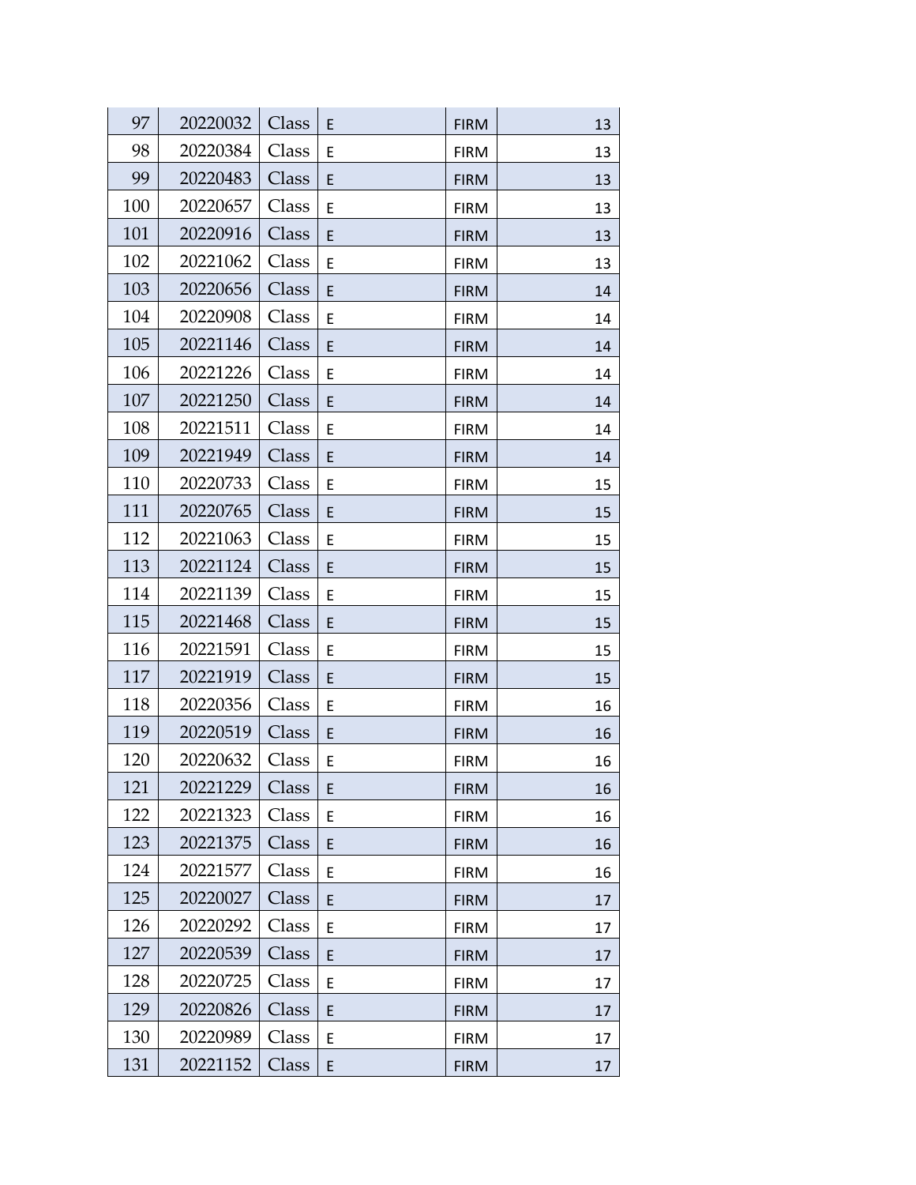| | | | | | |
|---|---|---|---|---|---|
| 97 | 20220032 | Class | E | FIRM | 13 |
| 98 | 20220384 | Class | E | FIRM | 13 |
| 99 | 20220483 | Class | E | FIRM | 13 |
| 100 | 20220657 | Class | E | FIRM | 13 |
| 101 | 20220916 | Class | E | FIRM | 13 |
| 102 | 20221062 | Class | E | FIRM | 13 |
| 103 | 20220656 | Class | E | FIRM | 14 |
| 104 | 20220908 | Class | E | FIRM | 14 |
| 105 | 20221146 | Class | E | FIRM | 14 |
| 106 | 20221226 | Class | E | FIRM | 14 |
| 107 | 20221250 | Class | E | FIRM | 14 |
| 108 | 20221511 | Class | E | FIRM | 14 |
| 109 | 20221949 | Class | E | FIRM | 14 |
| 110 | 20220733 | Class | E | FIRM | 15 |
| 111 | 20220765 | Class | E | FIRM | 15 |
| 112 | 20221063 | Class | E | FIRM | 15 |
| 113 | 20221124 | Class | E | FIRM | 15 |
| 114 | 20221139 | Class | E | FIRM | 15 |
| 115 | 20221468 | Class | E | FIRM | 15 |
| 116 | 20221591 | Class | E | FIRM | 15 |
| 117 | 20221919 | Class | E | FIRM | 15 |
| 118 | 20220356 | Class | E | FIRM | 16 |
| 119 | 20220519 | Class | E | FIRM | 16 |
| 120 | 20220632 | Class | E | FIRM | 16 |
| 121 | 20221229 | Class | E | FIRM | 16 |
| 122 | 20221323 | Class | E | FIRM | 16 |
| 123 | 20221375 | Class | E | FIRM | 16 |
| 124 | 20221577 | Class | E | FIRM | 16 |
| 125 | 20220027 | Class | E | FIRM | 17 |
| 126 | 20220292 | Class | E | FIRM | 17 |
| 127 | 20220539 | Class | E | FIRM | 17 |
| 128 | 20220725 | Class | E | FIRM | 17 |
| 129 | 20220826 | Class | E | FIRM | 17 |
| 130 | 20220989 | Class | E | FIRM | 17 |
| 131 | 20221152 | Class | E | FIRM | 17 |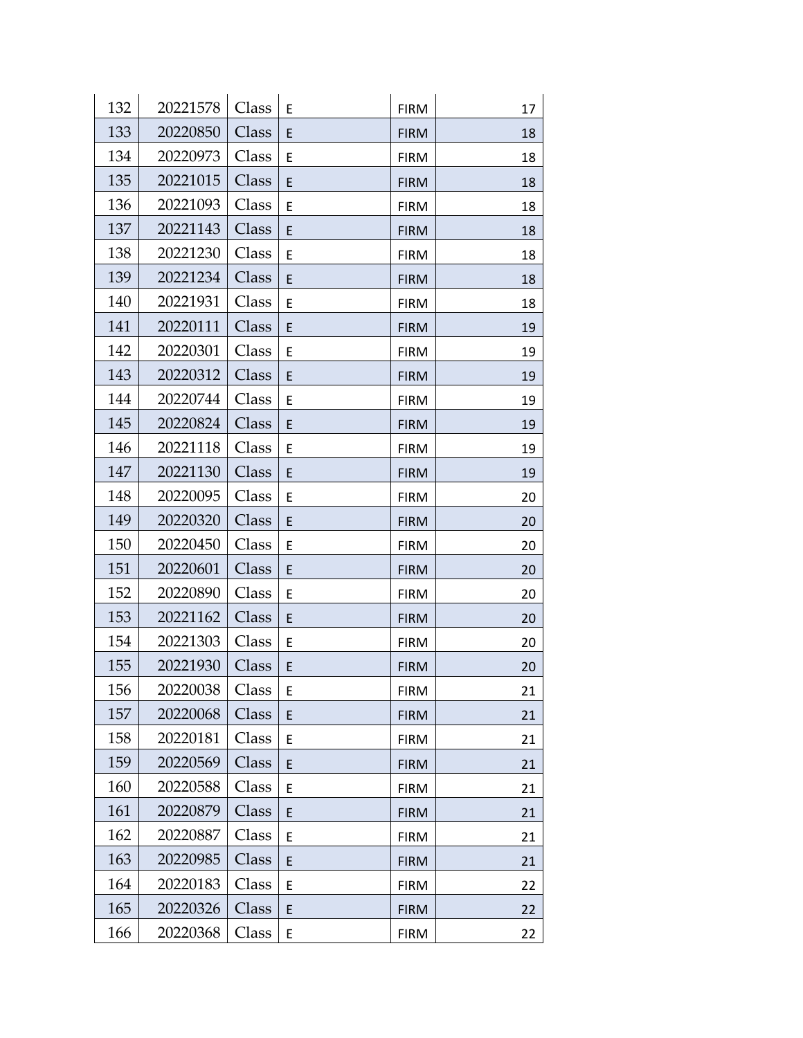| | | | | | |
|---|---|---|---|---|---|
| 132 | 20221578 | Class | E | FIRM | 17 |
| 133 | 20220850 | Class | E | FIRM | 18 |
| 134 | 20220973 | Class | E | FIRM | 18 |
| 135 | 20221015 | Class | E | FIRM | 18 |
| 136 | 20221093 | Class | E | FIRM | 18 |
| 137 | 20221143 | Class | E | FIRM | 18 |
| 138 | 20221230 | Class | E | FIRM | 18 |
| 139 | 20221234 | Class | E | FIRM | 18 |
| 140 | 20221931 | Class | E | FIRM | 18 |
| 141 | 20220111 | Class | E | FIRM | 19 |
| 142 | 20220301 | Class | E | FIRM | 19 |
| 143 | 20220312 | Class | E | FIRM | 19 |
| 144 | 20220744 | Class | E | FIRM | 19 |
| 145 | 20220824 | Class | E | FIRM | 19 |
| 146 | 20221118 | Class | E | FIRM | 19 |
| 147 | 20221130 | Class | E | FIRM | 19 |
| 148 | 20220095 | Class | E | FIRM | 20 |
| 149 | 20220320 | Class | E | FIRM | 20 |
| 150 | 20220450 | Class | E | FIRM | 20 |
| 151 | 20220601 | Class | E | FIRM | 20 |
| 152 | 20220890 | Class | E | FIRM | 20 |
| 153 | 20221162 | Class | E | FIRM | 20 |
| 154 | 20221303 | Class | E | FIRM | 20 |
| 155 | 20221930 | Class | E | FIRM | 20 |
| 156 | 20220038 | Class | E | FIRM | 21 |
| 157 | 20220068 | Class | E | FIRM | 21 |
| 158 | 20220181 | Class | E | FIRM | 21 |
| 159 | 20220569 | Class | E | FIRM | 21 |
| 160 | 20220588 | Class | E | FIRM | 21 |
| 161 | 20220879 | Class | E | FIRM | 21 |
| 162 | 20220887 | Class | E | FIRM | 21 |
| 163 | 20220985 | Class | E | FIRM | 21 |
| 164 | 20220183 | Class | E | FIRM | 22 |
| 165 | 20220326 | Class | E | FIRM | 22 |
| 166 | 20220368 | Class | E | FIRM | 22 |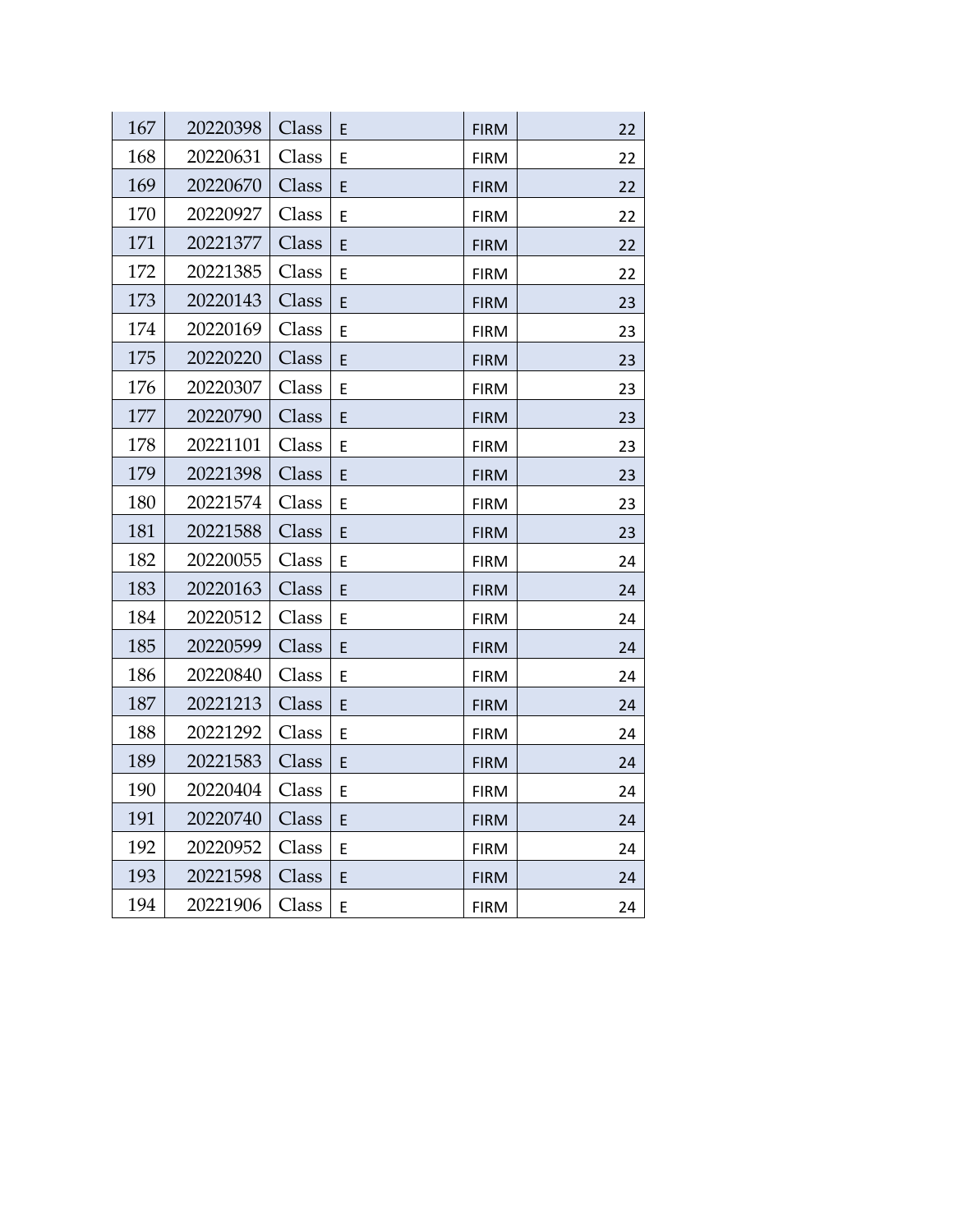| | | | | | |
|---|---|---|---|---|---|
| 167 | 20220398 | Class | E | FIRM | 22 |
| 168 | 20220631 | Class | E | FIRM | 22 |
| 169 | 20220670 | Class | E | FIRM | 22 |
| 170 | 20220927 | Class | E | FIRM | 22 |
| 171 | 20221377 | Class | E | FIRM | 22 |
| 172 | 20221385 | Class | E | FIRM | 22 |
| 173 | 20220143 | Class | E | FIRM | 23 |
| 174 | 20220169 | Class | E | FIRM | 23 |
| 175 | 20220220 | Class | E | FIRM | 23 |
| 176 | 20220307 | Class | E | FIRM | 23 |
| 177 | 20220790 | Class | E | FIRM | 23 |
| 178 | 20221101 | Class | E | FIRM | 23 |
| 179 | 20221398 | Class | E | FIRM | 23 |
| 180 | 20221574 | Class | E | FIRM | 23 |
| 181 | 20221588 | Class | E | FIRM | 23 |
| 182 | 20220055 | Class | E | FIRM | 24 |
| 183 | 20220163 | Class | E | FIRM | 24 |
| 184 | 20220512 | Class | E | FIRM | 24 |
| 185 | 20220599 | Class | E | FIRM | 24 |
| 186 | 20220840 | Class | E | FIRM | 24 |
| 187 | 20221213 | Class | E | FIRM | 24 |
| 188 | 20221292 | Class | E | FIRM | 24 |
| 189 | 20221583 | Class | E | FIRM | 24 |
| 190 | 20220404 | Class | E | FIRM | 24 |
| 191 | 20220740 | Class | E | FIRM | 24 |
| 192 | 20220952 | Class | E | FIRM | 24 |
| 193 | 20221598 | Class | E | FIRM | 24 |
| 194 | 20221906 | Class | E | FIRM | 24 |